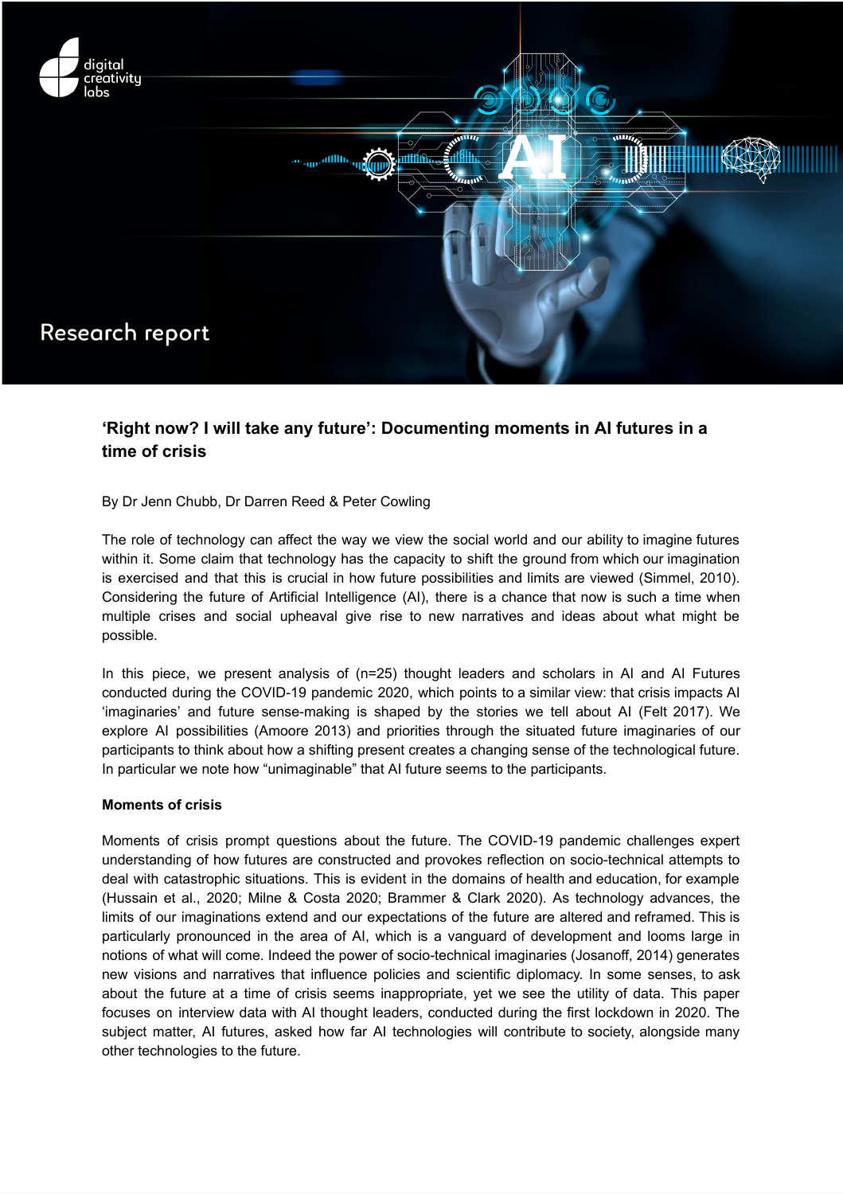digital creativity labs

Research report

# 'Right now? I will take any future': Documenting moments in AI futures in a time of crisis

By Dr Jenn Chubb, Dr Darren Reed & Peter Cowling

The role of technology can affect the way we view the social world and our ability to imagine futures within it. Some claim that technology has the capacity to shift the ground from which our imagination is exercised and that this is crucial in how future possibilities and limits are viewed (Simmel, 2010). Considering the future of Artificial Intelligence (AI), there is a chance that now is such a time when multiple crises and social upheaval give rise to new narratives and ideas about what might be possible.

In this piece, we present analysis of (n=25) thought leaders and scholars in AI and AI Futures conducted during the COVID-19 pandemic 2020, which points to a similar view: that crisis impacts AI 'imaginaries' and future sense-making is shaped by the stories we tell about AI (Felt 2017). We explore AI possibilities (Amoore 2013) and priorities through the situated future imaginaries of our participants to think about how a shifting present creates a changing sense of the technological future. In particular we note how "unimaginable" that AI future seems to the participants.

**Moments of crisis**

Moments of crisis prompt questions about the future. The COVID-19 pandemic challenges expert understanding of how futures are constructed and provokes reflection on socio-technical attempts to deal with catastrophic situations. This is evident in the domains of health and education, for example (Hussain et al., 2020; Milne & Costa 2020; Brammer & Clark 2020). As technology advances, the limits of our imaginations extend and our expectations of the future are altered and reframed. This is particularly pronounced in the area of AI, which is a vanguard of development and looms large in notions of what will come. Indeed the power of socio-technical imaginaries (Josanoff, 2014) generates new visions and narratives that influence policies and scientific diplomacy. In some senses, to ask about the future at a time of crisis seems inappropriate, yet we see the utility of data. This paper focuses on interview data with AI thought leaders, conducted during the first lockdown in 2020. The subject matter, AI futures, asked how far AI technologies will contribute to society, alongside many other technologies to the future.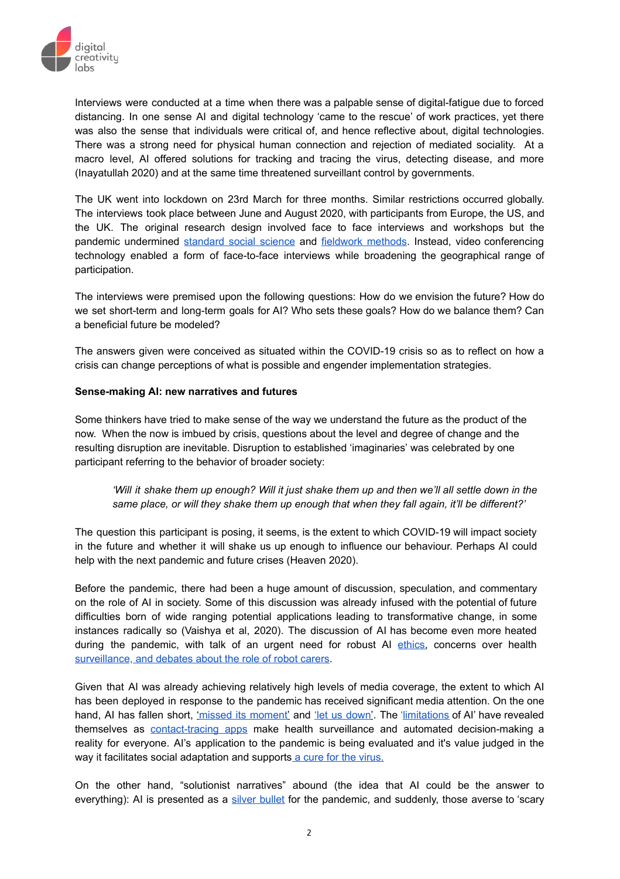Interviews were conducted at a time when there was a palpable sense of digital-fatigue due to forced distancing. In one sense AI and digital technology 'came to the rescue' of work practices, yet there was also the sense that individuals were critical of, and hence reflective about, digital technologies. There was a strong need for physical human connection and rejection of mediated sociality. At a macro level, AI offered solutions for tracking and tracing the virus, detecting disease, and more (Inayatullah 2020) and at the same time threatened surveillant control by governments.

The UK went into lockdown on 23rd March for three months. Similar restrictions occurred globally. The interviews took place between June and August 2020, with participants from Europe, the US, and the UK. The original research design involved face to face interviews and workshops but the pandemic undermined standard social science and fieldwork methods. Instead, video conferencing technology enabled a form of face-to-face interviews while broadening the geographical range of participation.

The interviews were premised upon the following questions: How do we envision the future? How do we set short-term and long-term goals for AI? Who sets these goals? How do we balance them? Can a beneficial future be modeled?

The answers given were conceived as situated within the COVID-19 crisis so as to reflect on how a crisis can change perceptions of what is possible and engender implementation strategies.

**Sense-making AI: new narratives and futures**

Some thinkers have tried to make sense of the way we understand the future as the product of the now. When the now is imbued by crisis, questions about the level and degree of change and the resulting disruption are inevitable. Disruption to established 'imaginaries' was celebrated by one participant referring to the behavior of broader society:

> *'Will it shake them up enough? Will it just shake them up and then we'll all settle down in the same place, or will they shake them up enough that when they fall again, it'll be different?'*

The question this participant is posing, it seems, is the extent to which COVID-19 will impact society in the future and whether it will shake us up enough to influence our behaviour. Perhaps AI could help with the next pandemic and future crises (Heaven 2020).

Before the pandemic, there had been a huge amount of discussion, speculation, and commentary on the role of AI in society. Some of this discussion was already infused with the potential of future difficulties born of wide ranging potential applications leading to transformative change, in some instances radically so (Vaishya et al, 2020). The discussion of AI has become even more heated during the pandemic, with talk of an urgent need for robust AI ethics, concerns over health surveillance, and debates about the role of robot carers.

Given that AI was already achieving relatively high levels of media coverage, the extent to which AI has been deployed in response to the pandemic has received significant media attention. On the one hand, AI has fallen short, 'missed its moment' and 'let us down'. The 'limitations of AI' have revealed themselves as contact-tracing apps make health surveillance and automated decision-making a reality for everyone. AI's application to the pandemic is being evaluated and it's value judged in the way it facilitates social adaptation and supports a cure for the virus.

On the other hand, "solutionist narratives" abound (the idea that AI could be the answer to everything): AI is presented as a silver bullet for the pandemic, and suddenly, those averse to 'scary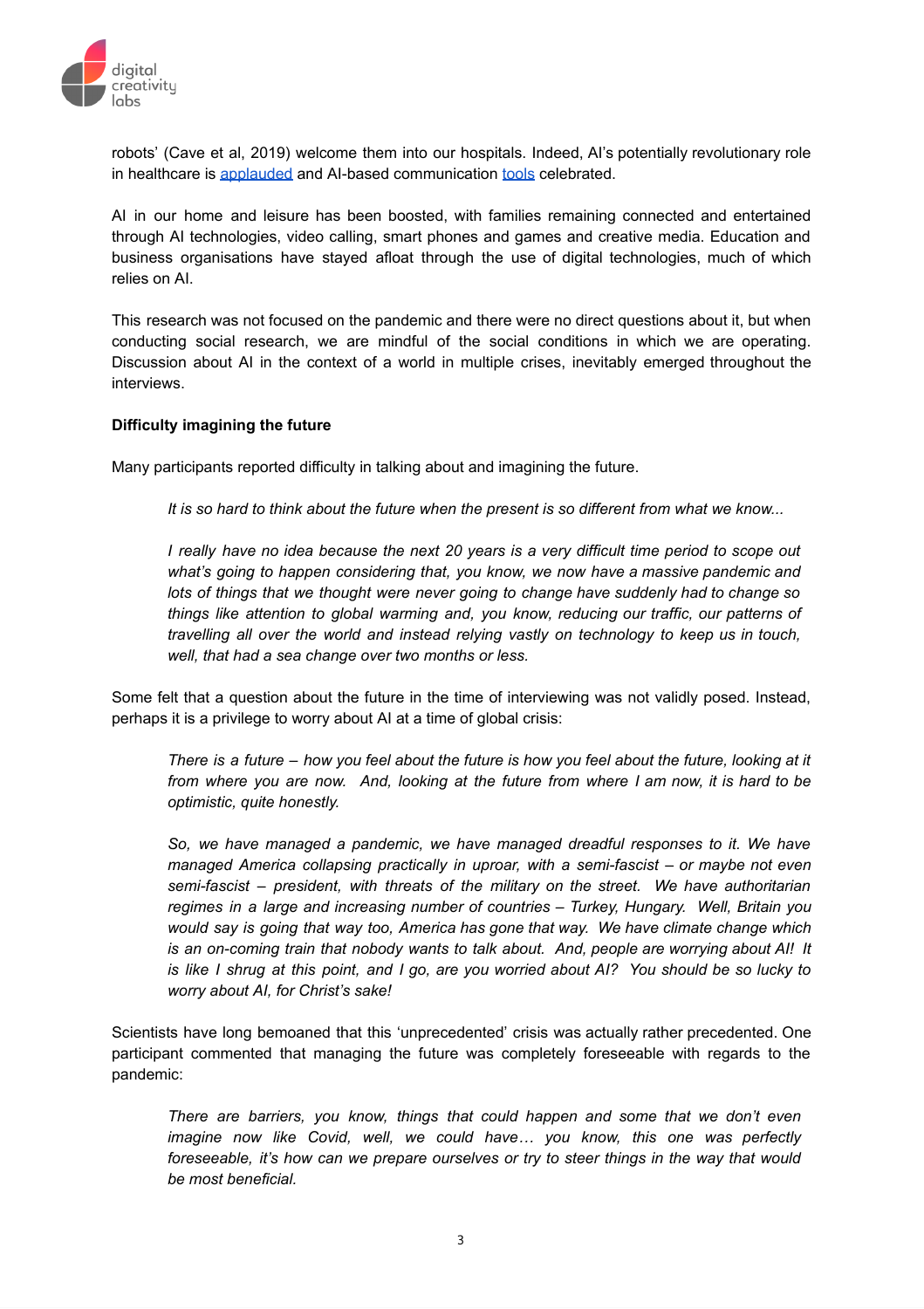robots' (Cave et al, 2019) welcome them into our hospitals. Indeed, AI's potentially revolutionary role in healthcare is applauded and AI-based communication tools celebrated.

AI in our home and leisure has been boosted, with families remaining connected and entertained through AI technologies, video calling, smart phones and games and creative media. Education and business organisations have stayed afloat through the use of digital technologies, much of which relies on AI.

This research was not focused on the pandemic and there were no direct questions about it, but when conducting social research, we are mindful of the social conditions in which we are operating. Discussion about AI in the context of a world in multiple crises, inevitably emerged throughout the interviews.

**Difficulty imagining the future**

Many participants reported difficulty in talking about and imagining the future.

> *It is so hard to think about the future when the present is so different from what we know...*

> *I really have no idea because the next 20 years is a very difficult time period to scope out what's going to happen considering that, you know, we now have a massive pandemic and lots of things that we thought were never going to change have suddenly had to change so things like attention to global warming and, you know, reducing our traffic, our patterns of travelling all over the world and instead relying vastly on technology to keep us in touch, well, that had a sea change over two months or less.*

Some felt that a question about the future in the time of interviewing was not validly posed. Instead, perhaps it is a privilege to worry about AI at a time of global crisis:

> *There is a future – how you feel about the future is how you feel about the future, looking at it from where you are now. And, looking at the future from where I am now, it is hard to be optimistic, quite honestly.*

> *So, we have managed a pandemic, we have managed dreadful responses to it. We have managed America collapsing practically in uproar, with a semi-fascist – or maybe not even semi-fascist – president, with threats of the military on the street. We have authoritarian regimes in a large and increasing number of countries – Turkey, Hungary. Well, Britain you would say is going that way too, America has gone that way. We have climate change which is an on-coming train that nobody wants to talk about. And, people are worrying about AI! It is like I shrug at this point, and I go, are you worried about AI? You should be so lucky to worry about AI, for Christ's sake!*

Scientists have long bemoaned that this 'unprecedented' crisis was actually rather precedented. One participant commented that managing the future was completely foreseeable with regards to the pandemic:

> *There are barriers, you know, things that could happen and some that we don't even imagine now like Covid, well, we could have… you know, this one was perfectly foreseeable, it's how can we prepare ourselves or try to steer things in the way that would be most beneficial.*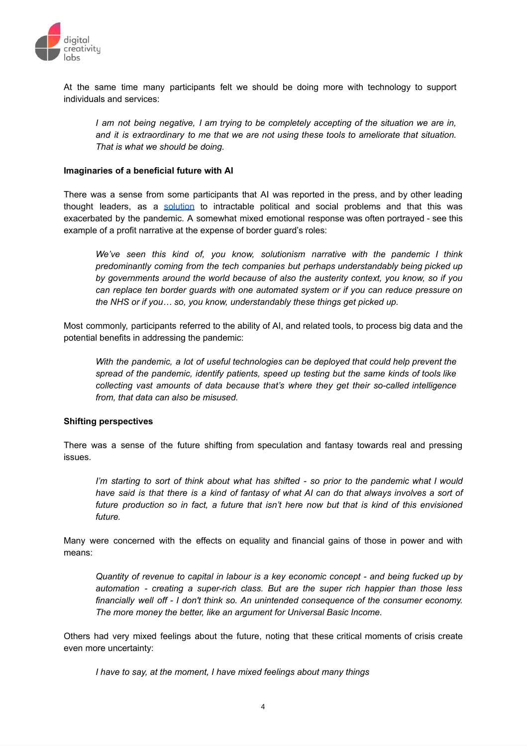At the same time many participants felt we should be doing more with technology to support individuals and services:

> *I am not being negative, I am trying to be completely accepting of the situation we are in, and it is extraordinary to me that we are not using these tools to ameliorate that situation. That is what we should be doing.*

**Imaginaries of a beneficial future with AI**

There was a sense from some participants that AI was reported in the press, and by other leading thought leaders, as a solution to intractable political and social problems and that this was exacerbated by the pandemic. A somewhat mixed emotional response was often portrayed - see this example of a profit narrative at the expense of border guard's roles:

> *We've seen this kind of, you know, solutionism narrative with the pandemic I think predominantly coming from the tech companies but perhaps understandably being picked up by governments around the world because of also the austerity context, you know, so if you can replace ten border guards with one automated system or if you can reduce pressure on the NHS or if you… so, you know, understandably these things get picked up.*

Most commonly, participants referred to the ability of AI, and related tools, to process big data and the potential benefits in addressing the pandemic:

> *With the pandemic, a lot of useful technologies can be deployed that could help prevent the spread of the pandemic, identify patients, speed up testing but the same kinds of tools like collecting vast amounts of data because that's where they get their so-called intelligence from, that data can also be misused.*

**Shifting perspectives**

There was a sense of the future shifting from speculation and fantasy towards real and pressing issues.

> *I'm starting to sort of think about what has shifted - so prior to the pandemic what I would have said is that there is a kind of fantasy of what AI can do that always involves a sort of future production so in fact, a future that isn't here now but that is kind of this envisioned future.*

Many were concerned with the effects on equality and financial gains of those in power and with means:

> *Quantity of revenue to capital in labour is a key economic concept - and being fucked up by automation - creating a super-rich class. But are the super rich happier than those less financially well off - I don't think so. An unintended consequence of the consumer economy. The more money the better, like an argument for Universal Basic Income.*

Others had very mixed feelings about the future, noting that these critical moments of crisis create even more uncertainty:

> *I have to say, at the moment, I have mixed feelings about many things*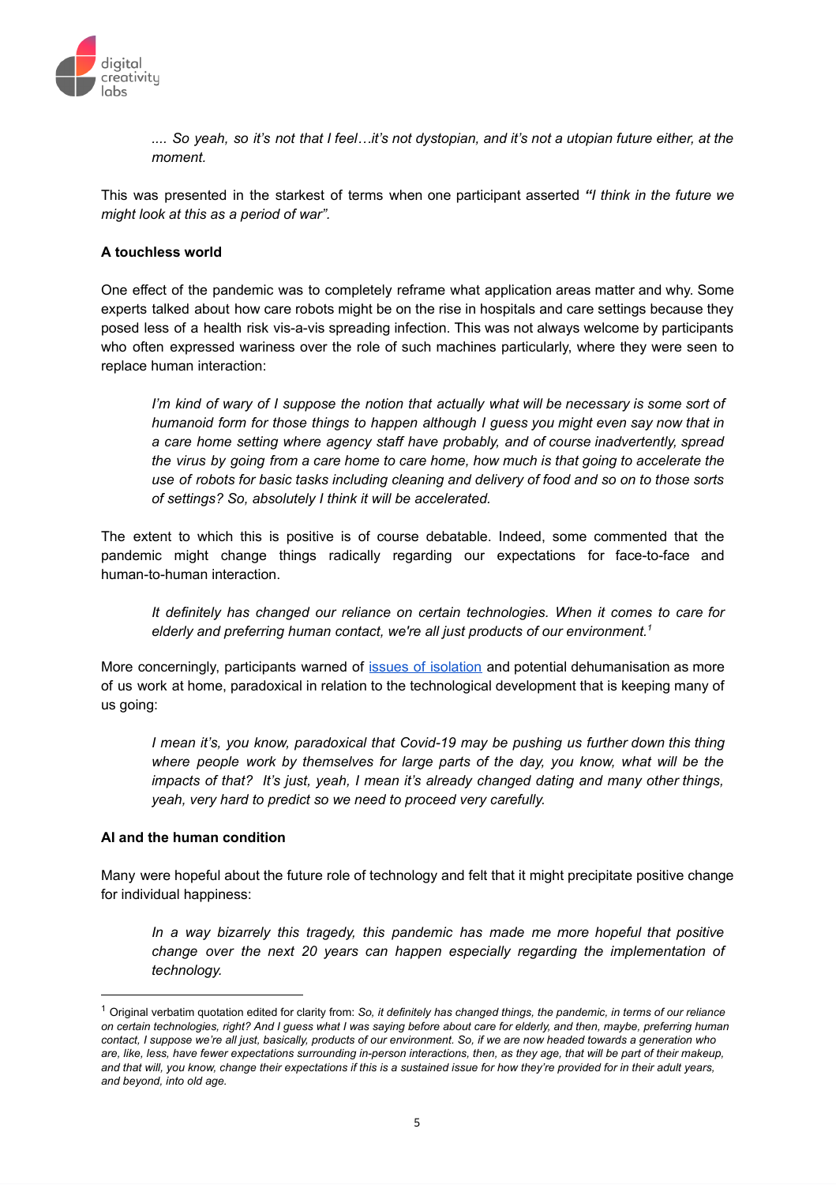*.... So yeah, so it's not that I feel…it's not dystopian, and it's not a utopian future either, at the moment.*

This was presented in the starkest of terms when one participant asserted ***"****I think in the future we might look at this as a period of war".*

**A touchless world**

One effect of the pandemic was to completely reframe what application areas matter and why. Some experts talked about how care robots might be on the rise in hospitals and care settings because they posed less of a health risk vis-a-vis spreading infection. This was not always welcome by participants who often expressed wariness over the role of such machines particularly, where they were seen to replace human interaction:

> *I'm kind of wary of I suppose the notion that actually what will be necessary is some sort of humanoid form for those things to happen although I guess you might even say now that in a care home setting where agency staff have probably, and of course inadvertently, spread the virus by going from a care home to care home, how much is that going to accelerate the use of robots for basic tasks including cleaning and delivery of food and so on to those sorts of settings? So, absolutely I think it will be accelerated.*

The extent to which this is positive is of course debatable. Indeed, some commented that the pandemic might change things radically regarding our expectations for face-to-face and human-to-human interaction.

> *It definitely has changed our reliance on certain technologies. When it comes to care for elderly and preferring human contact, we're all just products of our environment.*[1]

More concerningly, participants warned of issues of isolation and potential dehumanisation as more of us work at home, paradoxical in relation to the technological development that is keeping many of us going:

> *I mean it's, you know, paradoxical that Covid-19 may be pushing us further down this thing where people work by themselves for large parts of the day, you know, what will be the impacts of that? It's just, yeah, I mean it's already changed dating and many other things, yeah, very hard to predict so we need to proceed very carefully.*

**AI and the human condition**

Many were hopeful about the future role of technology and felt that it might precipitate positive change for individual happiness:

> *In a way bizarrely this tragedy, this pandemic has made me more hopeful that positive change over the next 20 years can happen especially regarding the implementation of technology.*

---

[1] Original verbatim quotation edited for clarity from: *So, it definitely has changed things, the pandemic, in terms of our reliance on certain technologies, right? And I guess what I was saying before about care for elderly, and then, maybe, preferring human contact, I suppose we're all just, basically, products of our environment. So, if we are now headed towards a generation who are, like, less, have fewer expectations surrounding in-person interactions, then, as they age, that will be part of their makeup, and that will, you know, change their expectations if this is a sustained issue for how they're provided for in their adult years, and beyond, into old age.*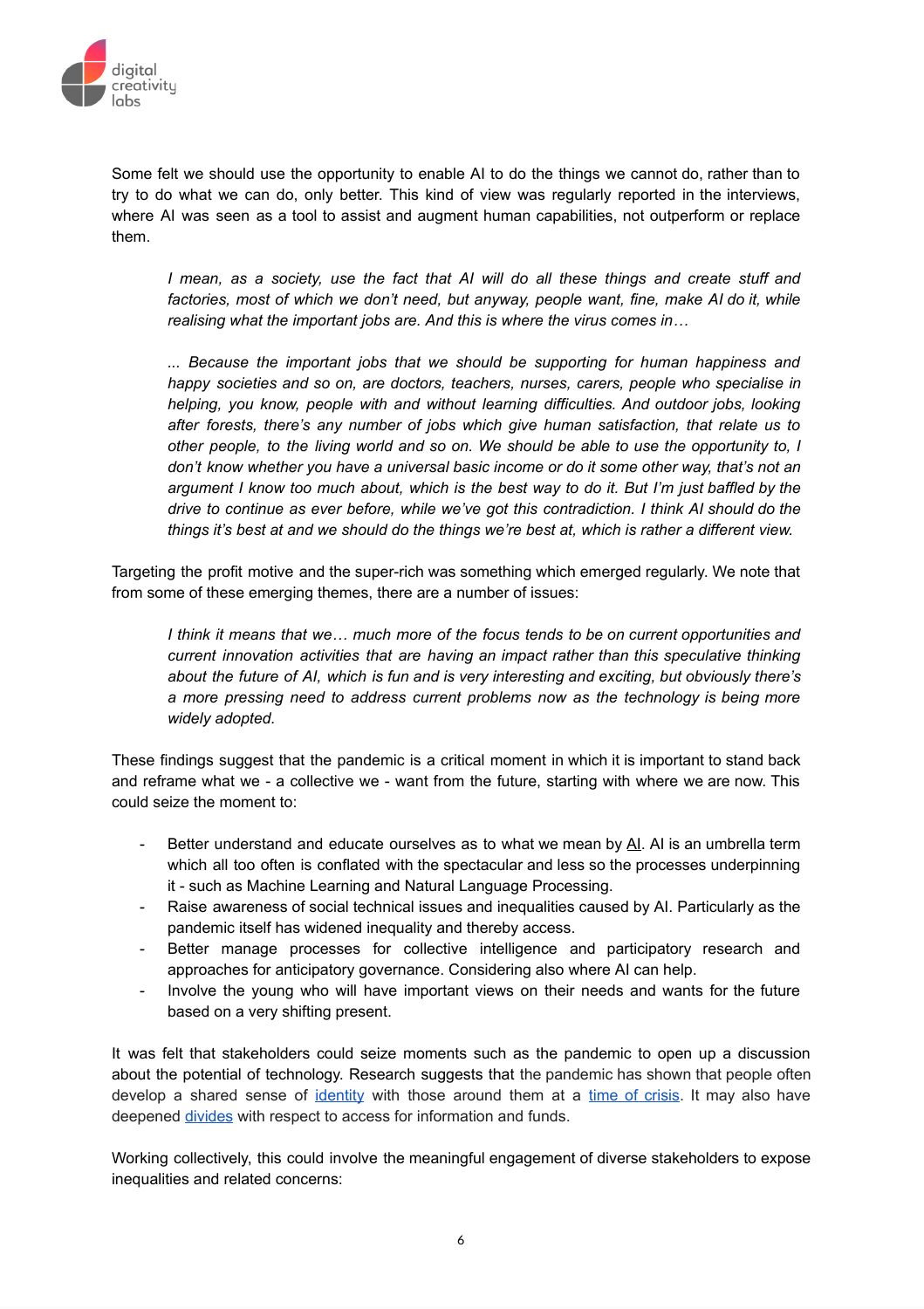Some felt we should use the opportunity to enable AI to do the things we cannot do, rather than to try to do what we can do, only better. This kind of view was regularly reported in the interviews, where AI was seen as a tool to assist and augment human capabilities, not outperform or replace them.

> *I mean, as a society, use the fact that AI will do all these things and create stuff and factories, most of which we don't need, but anyway, people want, fine, make AI do it, while realising what the important jobs are. And this is where the virus comes in…*
>
> *... Because the important jobs that we should be supporting for human happiness and happy societies and so on, are doctors, teachers, nurses, carers, people who specialise in helping, you know, people with and without learning difficulties. And outdoor jobs, looking after forests, there's any number of jobs which give human satisfaction, that relate us to other people, to the living world and so on. We should be able to use the opportunity to, I don't know whether you have a universal basic income or do it some other way, that's not an argument I know too much about, which is the best way to do it. But I'm just baffled by the drive to continue as ever before, while we've got this contradiction. I think AI should do the things it's best at and we should do the things we're best at, which is rather a different view.*

Targeting the profit motive and the super-rich was something which emerged regularly. We note that from some of these emerging themes, there are a number of issues:

> *I think it means that we… much more of the focus tends to be on current opportunities and current innovation activities that are having an impact rather than this speculative thinking about the future of AI, which is fun and is very interesting and exciting, but obviously there's a more pressing need to address current problems now as the technology is being more widely adopted.*

These findings suggest that the pandemic is a critical moment in which it is important to stand back and reframe what we - a collective we - want from the future, starting with where we are now. This could seize the moment to:

- Better understand and educate ourselves as to what we mean by AI. AI is an umbrella term which all too often is conflated with the spectacular and less so the processes underpinning it - such as Machine Learning and Natural Language Processing.
- Raise awareness of social technical issues and inequalities caused by AI. Particularly as the pandemic itself has widened inequality and thereby access.
- Better manage processes for collective intelligence and participatory research and approaches for anticipatory governance. Considering also where AI can help.
- Involve the young who will have important views on their needs and wants for the future based on a very shifting present.

It was felt that stakeholders could seize moments such as the pandemic to open up a discussion about the potential of technology. Research suggests that the pandemic has shown that people often develop a shared sense of identity with those around them at a time of crisis. It may also have deepened divides with respect to access for information and funds.

Working collectively, this could involve the meaningful engagement of diverse stakeholders to expose inequalities and related concerns: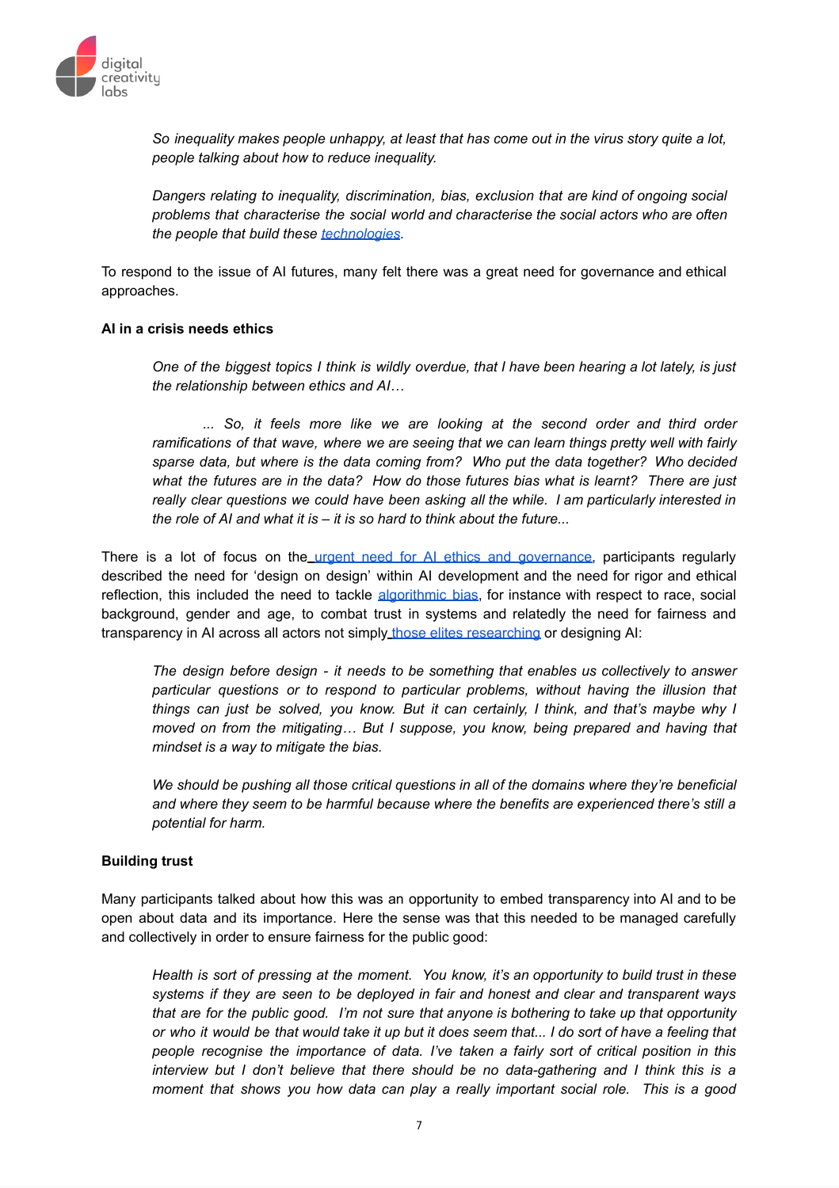> *So inequality makes people unhappy, at least that has come out in the virus story quite a lot, people talking about how to reduce inequality.*
>
> *Dangers relating to inequality, discrimination, bias, exclusion that are kind of ongoing social problems that characterise the social world and characterise the social actors who are often the people that build these technologies.*

To respond to the issue of AI futures, many felt there was a great need for governance and ethical approaches.

**AI in a crisis needs ethics**

> *One of the biggest topics I think is wildly overdue, that I have been hearing a lot lately, is just the relationship between ethics and AI…*
>
> *... So, it feels more like we are looking at the second order and third order ramifications of that wave, where we are seeing that we can learn things pretty well with fairly sparse data, but where is the data coming from? Who put the data together? Who decided what the futures are in the data? How do those futures bias what is learnt? There are just really clear questions we could have been asking all the while. I am particularly interested in the role of AI and what it is – it is so hard to think about the future...*

There is a lot of focus on the urgent need for AI ethics and governance, participants regularly described the need for 'design on design' within AI development and the need for rigor and ethical reflection, this included the need to tackle algorithmic bias, for instance with respect to race, social background, gender and age, to combat trust in systems and relatedly the need for fairness and transparency in AI across all actors not simply those elites researching or designing AI:

> *The design before design - it needs to be something that enables us collectively to answer particular questions or to respond to particular problems, without having the illusion that things can just be solved, you know. But it can certainly, I think, and that's maybe why I moved on from the mitigating… But I suppose, you know, being prepared and having that mindset is a way to mitigate the bias.*
>
> *We should be pushing all those critical questions in all of the domains where they're beneficial and where they seem to be harmful because where the benefits are experienced there's still a potential for harm.*

**Building trust**

Many participants talked about how this was an opportunity to embed transparency into AI and to be open about data and its importance. Here the sense was that this needed to be managed carefully and collectively in order to ensure fairness for the public good:

> *Health is sort of pressing at the moment. You know, it's an opportunity to build trust in these systems if they are seen to be deployed in fair and honest and clear and transparent ways that are for the public good. I'm not sure that anyone is bothering to take up that opportunity or who it would be that would take it up but it does seem that... I do sort of have a feeling that people recognise the importance of data. I've taken a fairly sort of critical position in this interview but I don't believe that there should be no data-gathering and I think this is a moment that shows you how data can play a really important social role. This is a good*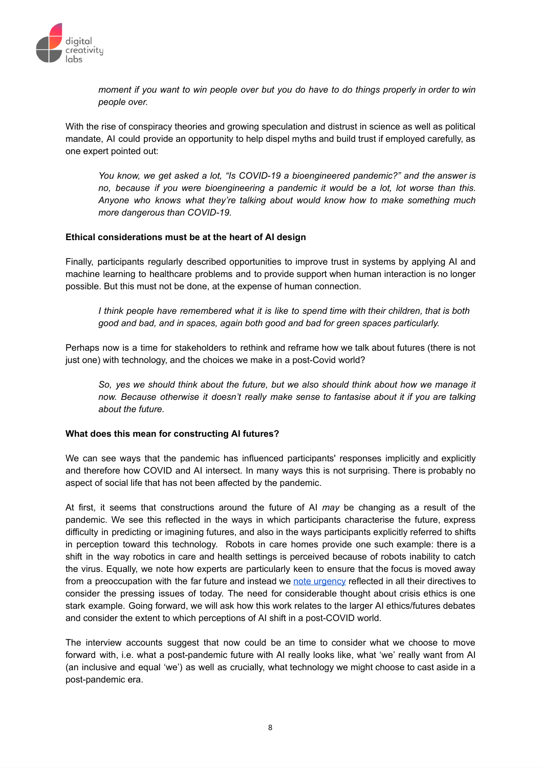> *moment if you want to win people over but you do have to do things properly in order to win people over.*

With the rise of conspiracy theories and growing speculation and distrust in science as well as political mandate, AI could provide an opportunity to help dispel myths and build trust if employed carefully, as one expert pointed out:

> *You know, we get asked a lot, "Is COVID-19 a bioengineered pandemic?" and the answer is no, because if you were bioengineering a pandemic it would be a lot, lot worse than this. Anyone who knows what they're talking about would know how to make something much more dangerous than COVID-19.*

**Ethical considerations must be at the heart of AI design**

Finally, participants regularly described opportunities to improve trust in systems by applying AI and machine learning to healthcare problems and to provide support when human interaction is no longer possible. But this must not be done, at the expense of human connection.

> *I think people have remembered what it is like to spend time with their children, that is both good and bad, and in spaces, again both good and bad for green spaces particularly.*

Perhaps now is a time for stakeholders to rethink and reframe how we talk about futures (there is not just one) with technology, and the choices we make in a post-Covid world?

> *So, yes we should think about the future, but we also should think about how we manage it now. Because otherwise it doesn't really make sense to fantasise about it if you are talking about the future.*

**What does this mean for constructing AI futures?**

We can see ways that the pandemic has influenced participants' responses implicitly and explicitly and therefore how COVID and AI intersect. In many ways this is not surprising. There is probably no aspect of social life that has not been affected by the pandemic.

At first, it seems that constructions around the future of AI *may* be changing as a result of the pandemic. We see this reflected in the ways in which participants characterise the future, express difficulty in predicting or imagining futures, and also in the ways participants explicitly referred to shifts in perception toward this technology. Robots in care homes provide one such example: there is a shift in the way robotics in care and health settings is perceived because of robots inability to catch the virus. Equally, we note how experts are particularly keen to ensure that the focus is moved away from a preoccupation with the far future and instead we note urgency reflected in all their directives to consider the pressing issues of today. The need for considerable thought about crisis ethics is one stark example. Going forward, we will ask how this work relates to the larger AI ethics/futures debates and consider the extent to which perceptions of AI shift in a post-COVID world.

The interview accounts suggest that now could be an time to consider what we choose to move forward with, i.e. what a post-pandemic future with AI really looks like, what 'we' really want from AI (an inclusive and equal 'we') as well as crucially, what technology we might choose to cast aside in a post-pandemic era.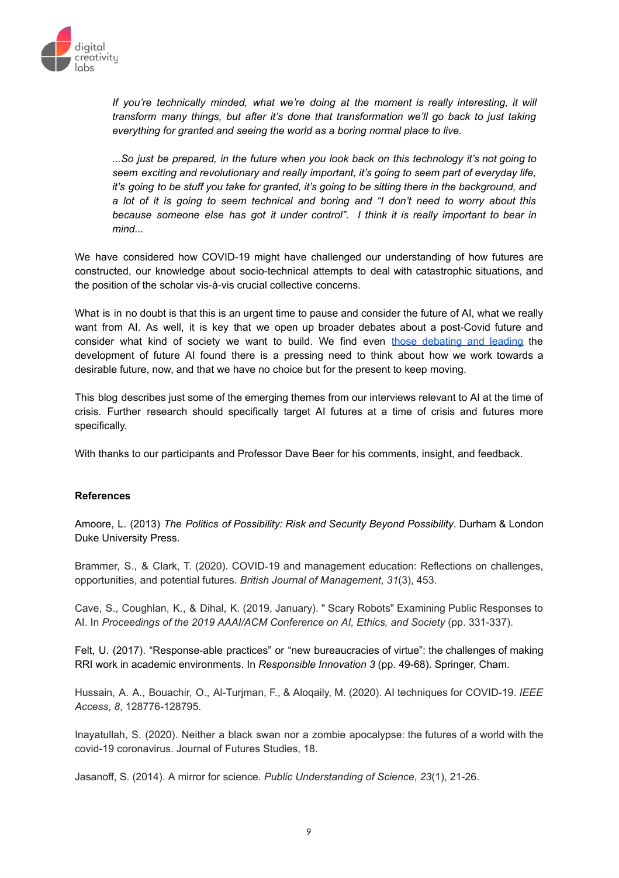*If you're technically minded, what we're doing at the moment is really interesting, it will transform many things, but after it's done that transformation we'll go back to just taking everything for granted and seeing the world as a boring normal place to live.*

*...So just be prepared, in the future when you look back on this technology it's not going to seem exciting and revolutionary and really important, it's going to seem part of everyday life, it's going to be stuff you take for granted, it's going to be sitting there in the background, and a lot of it is going to seem technical and boring and "I don't need to worry about this because someone else has got it under control". I think it is really important to bear in mind...*

We have considered how COVID-19 might have challenged our understanding of how futures are constructed, our knowledge about socio-technical attempts to deal with catastrophic situations, and the position of the scholar vis-à-vis crucial collective concerns.

What is in no doubt is that this is an urgent time to pause and consider the future of AI, what we really want from AI. As well, it is key that we open up broader debates about a post-Covid future and consider what kind of society we want to build. We find even those debating and leading the development of future AI found there is a pressing need to think about how we work towards a desirable future, now, and that we have no choice but for the present to keep moving.

This blog describes just some of the emerging themes from our interviews relevant to AI at the time of crisis. Further research should specifically target AI futures at a time of crisis and futures more specifically.

With thanks to our participants and Professor Dave Beer for his comments, insight, and feedback.

**References**

Amoore, L. (2013) *The Politics of Possibility: Risk and Security Beyond Possibility*. Durham & London Duke University Press.

Brammer, S., & Clark, T. (2020). COVID‐19 and management education: Reflections on challenges, opportunities, and potential futures. *British Journal of Management*, *31*(3), 453.

Cave, S., Coughlan, K., & Dihal, K. (2019, January). " Scary Robots" Examining Public Responses to AI. In *Proceedings of the 2019 AAAI/ACM Conference on AI, Ethics, and Society* (pp. 331-337).

Felt, U. (2017). "Response-able practices" or "new bureaucracies of virtue": the challenges of making RRI work in academic environments. In *Responsible Innovation 3* (pp. 49-68). Springer, Cham.

Hussain, A. A., Bouachir, O., Al-Turjman, F., & Aloqaily, M. (2020). AI techniques for COVID-19. *IEEE Access*, *8*, 128776-128795.

Inayatullah, S. (2020). Neither a black swan nor a zombie apocalypse: the futures of a world with the covid-19 coronavirus. Journal of Futures Studies, 18.

Jasanoff, S. (2014). A mirror for science. *Public Understanding of Science*, *23*(1), 21-26.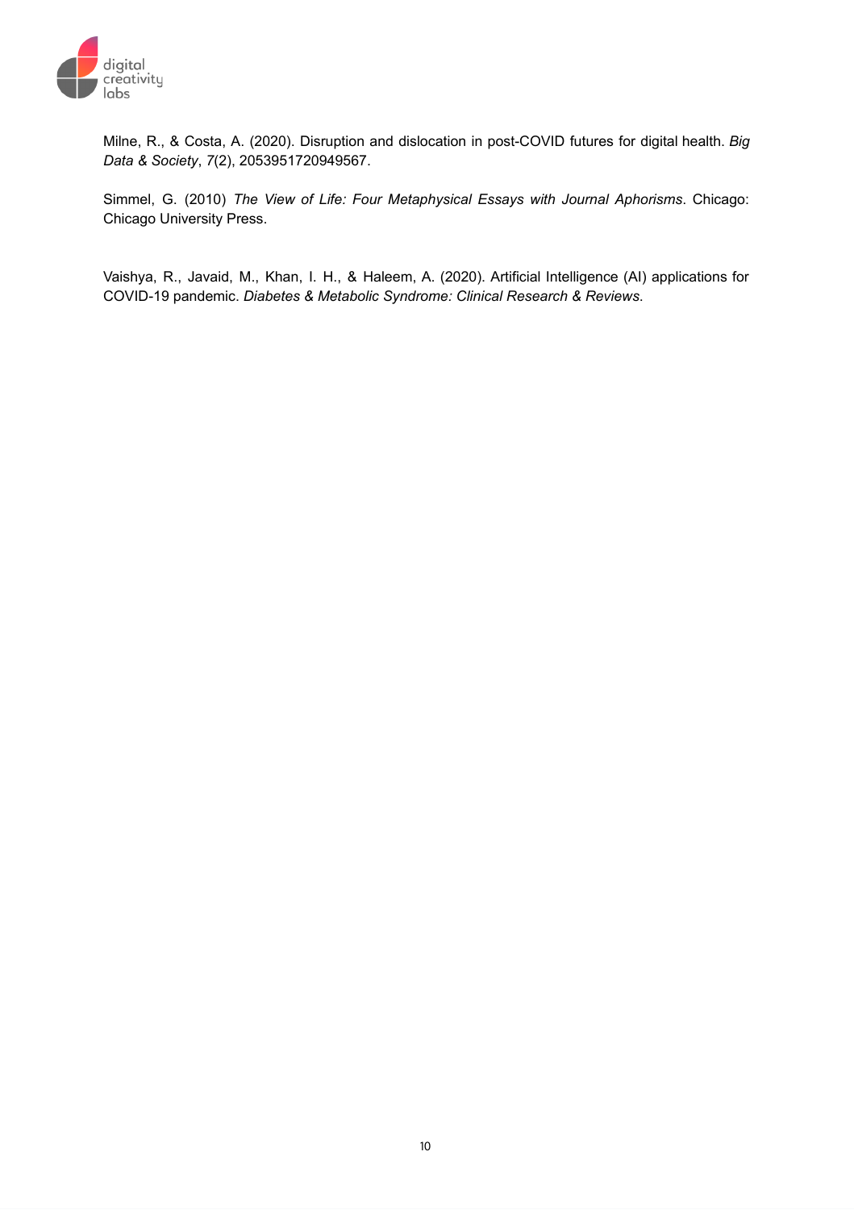Milne, R., & Costa, A. (2020). Disruption and dislocation in post-COVID futures for digital health. *Big Data & Society*, *7*(2), 2053951720949567.

Simmel, G. (2010) *The View of Life: Four Metaphysical Essays with Journal Aphorisms*. Chicago: Chicago University Press.

Vaishya, R., Javaid, M., Khan, I. H., & Haleem, A. (2020). Artificial Intelligence (AI) applications for COVID-19 pandemic. *Diabetes & Metabolic Syndrome: Clinical Research & Reviews*.